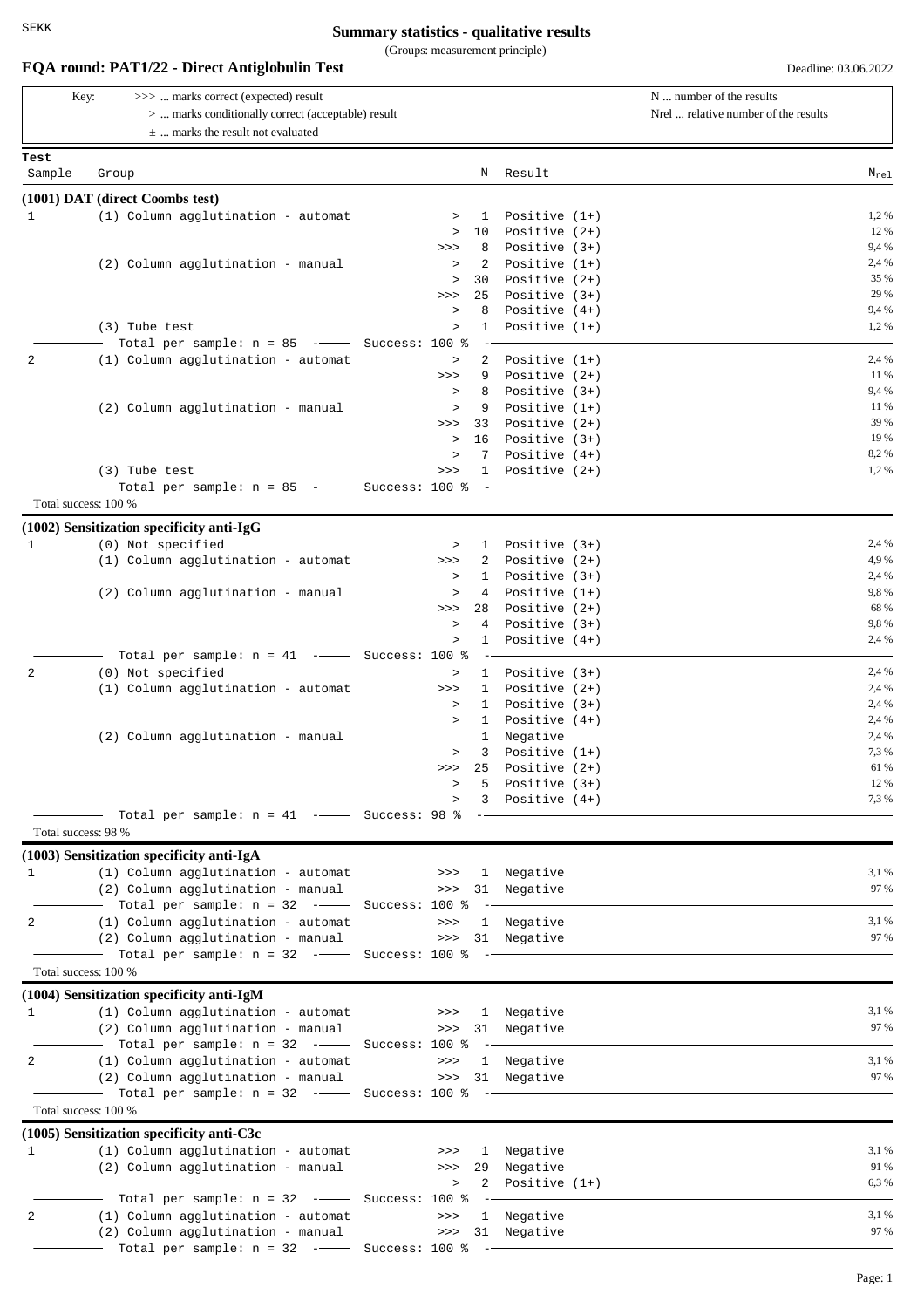SEKK

# Summary statistics - qualitative results

(Groups: measurement principle)

## EQA round: PAT1/22 - Direct Antiglobulin Test

Deadline: 03.06.2022

Key:
- >>> ... marks correct (expected) result
- > ... marks conditionally correct (acceptable) result
- ± ... marks the result not evaluated

N ... number of the results
Nrel ... relative number of the results

### (1001) DAT (direct Coombs test)

| Sample | Group | | N | Result | $N_{rel}$ |
|---|---|---|---|---|---|
| 1 | (1) Column agglutination - automat | > | 1 | Positive (1+) | 1,2 % |
| | | > | 10 | Positive (2+) | 12 % |
| | | >>> | 8 | Positive (3+) | 9,4 % |
| | (2) Column agglutination - manual | > | 2 | Positive (1+) | 2,4 % |
| | | > | 30 | Positive (2+) | 35 % |
| | | >>> | 25 | Positive (3+) | 29 % |
| | | > | 8 | Positive (4+) | 9,4 % |
| | (3) Tube test | > | 1 | Positive (1+) | 1,2 % |
| | Total per sample: n = 85 | Success: 100 % | | | |
| 2 | (1) Column agglutination - automat | > | 2 | Positive (1+) | 2,4 % |
| | | >>> | 9 | Positive (2+) | 11 % |
| | | > | 8 | Positive (3+) | 9,4 % |
| | (2) Column agglutination - manual | > | 9 | Positive (1+) | 11 % |
| | | >>> | 33 | Positive (2+) | 39 % |
| | | > | 16 | Positive (3+) | 19 % |
| | | > | 7 | Positive (4+) | 8,2 % |
| | (3) Tube test | >>> | 1 | Positive (2+) | 1,2 % |
| | Total per sample: n = 85 | Success: 100 % | | | |

Total success: 100 %

### (1002) Sensitization specificity anti-IgG

| Sample | Group | | N | Result | $N_{rel}$ |
|---|---|---|---|---|---|
| 1 | (0) Not specified | > | 1 | Positive (3+) | 2,4 % |
| | (1) Column agglutination - automat | >>> | 2 | Positive (2+) | 4,9 % |
| | | > | 1 | Positive (3+) | 2,4 % |
| | (2) Column agglutination - manual | > | 4 | Positive (1+) | 9,8 % |
| | | >>> | 28 | Positive (2+) | 68 % |
| | | > | 4 | Positive (3+) | 9,8 % |
| | | > | 1 | Positive (4+) | 2,4 % |
| | Total per sample: n = 41 | Success: 100 % | | | |
| 2 | (0) Not specified | > | 1 | Positive (3+) | 2,4 % |
| | (1) Column agglutination - automat | >>> | 1 | Positive (2+) | 2,4 % |
| | | > | 1 | Positive (3+) | 2,4 % |
| | | > | 1 | Positive (4+) | 2,4 % |
| | (2) Column agglutination - manual | | 1 | Negative | 2,4 % |
| | | > | 3 | Positive (1+) | 7,3 % |
| | | >>> | 25 | Positive (2+) | 61 % |
| | | > | 5 | Positive (3+) | 12 % |
| | | > | 3 | Positive (4+) | 7,3 % |
| | Total per sample: n = 41 | Success: 98 % | | | |

Total success: 98 %

### (1003) Sensitization specificity anti-IgA

| Sample | Group | | N | Result | $N_{rel}$ |
|---|---|---|---|---|---|
| 1 | (1) Column agglutination - automat | >>> | 1 | Negative | 3,1 % |
| | (2) Column agglutination - manual | >>> | 31 | Negative | 97 % |
| | Total per sample: n = 32 | Success: 100 % | | | |
| 2 | (1) Column agglutination - automat | >>> | 1 | Negative | 3,1 % |
| | (2) Column agglutination - manual | >>> | 31 | Negative | 97 % |
| | Total per sample: n = 32 | Success: 100 % | | | |

Total success: 100 %

### (1004) Sensitization specificity anti-IgM

| Sample | Group | | N | Result | $N_{rel}$ |
|---|---|---|---|---|---|
| 1 | (1) Column agglutination - automat | >>> | 1 | Negative | 3,1 % |
| | (2) Column agglutination - manual | >>> | 31 | Negative | 97 % |
| | Total per sample: n = 32 | Success: 100 % | | | |
| 2 | (1) Column agglutination - automat | >>> | 1 | Negative | 3,1 % |
| | (2) Column agglutination - manual | >>> | 31 | Negative | 97 % |
| | Total per sample: n = 32 | Success: 100 % | | | |

Total success: 100 %

### (1005) Sensitization specificity anti-C3c

| Sample | Group | | N | Result | $N_{rel}$ |
|---|---|---|---|---|---|
| 1 | (1) Column agglutination - automat | >>> | 1 | Negative | 3,1 % |
| | (2) Column agglutination - manual | >>> | 29 | Negative | 91 % |
| | | > | 2 | Positive (1+) | 6,3 % |
| | Total per sample: n = 32 | Success: 100 % | | | |
| 2 | (1) Column agglutination - automat | >>> | 1 | Negative | 3,1 % |
| | (2) Column agglutination - manual | >>> | 31 | Negative | 97 % |
| | Total per sample: n = 32 | Success: 100 % | | | |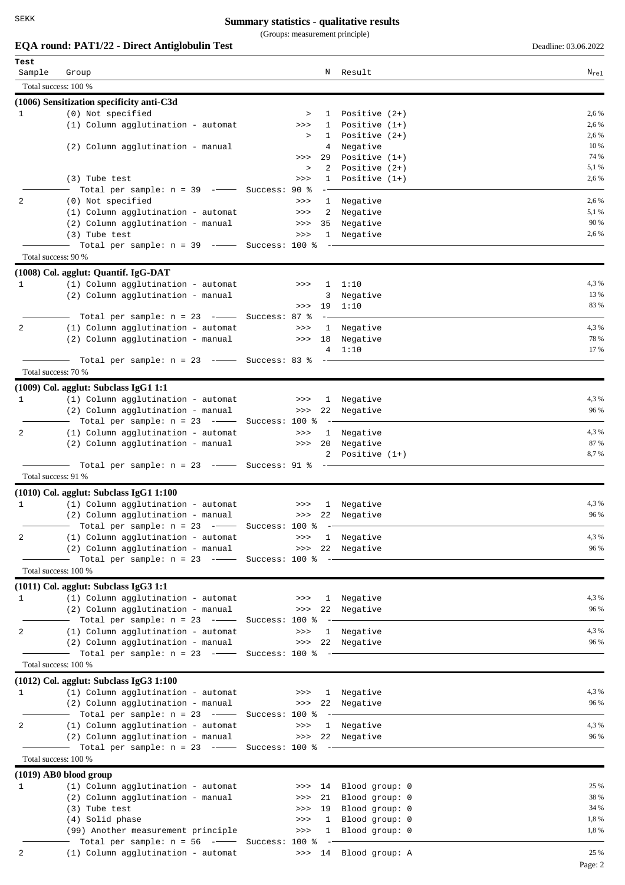# Summary statistics - qualitative results

(Groups: measurement principle)

## EQA round: PAT1/22 - Direct Antiglobulin Test

Deadline: 03.06.2022

| Test Sample | Group | | N | Result | $N_{rel}$ |
|---|---|---|---|---|---|
| Total success: 100 % | | | | | |

### (1006) Sensitization specificity anti-C3d

| Sample | Group | | N | Result | $N_{rel}$ |
|---|---|---|---|---|---|
| 1 | (0) Not specified | > | 1 | Positive (2+) | 2,6 % |
| | (1) Column agglutination - automat | >>> | 1 | Positive (1+) | 2,6 % |
| | | > | 1 | Positive (2+) | 2,6 % |
| | (2) Column agglutination - manual | | 4 | Negative | 10 % |
| | | >>> | 29 | Positive (1+) | 74 % |
| | | > | 2 | Positive (2+) | 5,1 % |
| | (3) Tube test | >>> | 1 | Positive (1+) | 2,6 % |
| | Total per sample: n = 39 — Success: 90 % | | | | |
| 2 | (0) Not specified | >>> | 1 | Negative | 2,6 % |
| | (1) Column agglutination - automat | >>> | 2 | Negative | 5,1 % |
| | (2) Column agglutination - manual | >>> | 35 | Negative | 90 % |
| | (3) Tube test | >>> | 1 | Negative | 2,6 % |
| | Total per sample: n = 39 — Success: 100 % | | | | |

Total success: 90 %

### (1008) Col. agglut: Quantif. IgG-DAT

| Sample | Group | | N | Result | $N_{rel}$ |
|---|---|---|---|---|---|
| 1 | (1) Column agglutination - automat | >>> | 1 | 1:10 | 4,3 % |
| | (2) Column agglutination - manual | | 3 | Negative | 13 % |
| | | >>> | 19 | 1:10 | 83 % |
| | Total per sample: n = 23 — Success: 87 % | | | | |
| 2 | (1) Column agglutination - automat | >>> | 1 | Negative | 4,3 % |
| | (2) Column agglutination - manual | >>> | 18 | Negative | 78 % |
| | | | 4 | 1:10 | 17 % |
| | Total per sample: n = 23 — Success: 83 % | | | | |

Total success: 70 %

### (1009) Col. agglut: Subclass IgG1 1:1

| Sample | Group | | N | Result | $N_{rel}$ |
|---|---|---|---|---|---|
| 1 | (1) Column agglutination - automat | >>> | 1 | Negative | 4,3 % |
| | (2) Column agglutination - manual | >>> | 22 | Negative | 96 % |
| | Total per sample: n = 23 — Success: 100 % | | | | |
| 2 | (1) Column agglutination - automat | >>> | 1 | Negative | 4,3 % |
| | (2) Column agglutination - manual | >>> | 20 | Negative | 87 % |
| | | | 2 | Positive (1+) | 8,7 % |
| | Total per sample: n = 23 — Success: 91 % | | | | |

Total success: 91 %

### (1010) Col. agglut: Subclass IgG1 1:100

| Sample | Group | | N | Result | $N_{rel}$ |
|---|---|---|---|---|---|
| 1 | (1) Column agglutination - automat | >>> | 1 | Negative | 4,3 % |
| | (2) Column agglutination - manual | >>> | 22 | Negative | 96 % |
| | Total per sample: n = 23 — Success: 100 % | | | | |
| 2 | (1) Column agglutination - automat | >>> | 1 | Negative | 4,3 % |
| | (2) Column agglutination - manual | >>> | 22 | Negative | 96 % |
| | Total per sample: n = 23 — Success: 100 % | | | | |

Total success: 100 %

### (1011) Col. agglut: Subclass IgG3 1:1

| Sample | Group | | N | Result | $N_{rel}$ |
|---|---|---|---|---|---|
| 1 | (1) Column agglutination - automat | >>> | 1 | Negative | 4,3 % |
| | (2) Column agglutination - manual | >>> | 22 | Negative | 96 % |
| | Total per sample: n = 23 — Success: 100 % | | | | |
| 2 | (1) Column agglutination - automat | >>> | 1 | Negative | 4,3 % |
| | (2) Column agglutination - manual | >>> | 22 | Negative | 96 % |
| | Total per sample: n = 23 — Success: 100 % | | | | |

Total success: 100 %

### (1012) Col. agglut: Subclass IgG3 1:100

| Sample | Group | | N | Result | $N_{rel}$ |
|---|---|---|---|---|---|
| 1 | (1) Column agglutination - automat | >>> | 1 | Negative | 4,3 % |
| | (2) Column agglutination - manual | >>> | 22 | Negative | 96 % |
| | Total per sample: n = 23 — Success: 100 % | | | | |
| 2 | (1) Column agglutination - automat | >>> | 1 | Negative | 4,3 % |
| | (2) Column agglutination - manual | >>> | 22 | Negative | 96 % |
| | Total per sample: n = 23 — Success: 100 % | | | | |

Total success: 100 %

### (1019) AB0 blood group

| Sample | Group | | N | Result | $N_{rel}$ |
|---|---|---|---|---|---|
| 1 | (1) Column agglutination - automat | >>> | 14 | Blood group: 0 | 25 % |
| | (2) Column agglutination - manual | >>> | 21 | Blood group: 0 | 38 % |
| | (3) Tube test | >>> | 19 | Blood group: 0 | 34 % |
| | (4) Solid phase | >>> | 1 | Blood group: 0 | 1,8 % |
| | (99) Another measurement principle | >>> | 1 | Blood group: 0 | 1,8 % |
| | Total per sample: n = 56 — Success: 100 % | | | | |
| 2 | (1) Column agglutination - automat | >>> | 14 | Blood group: A | 25 % |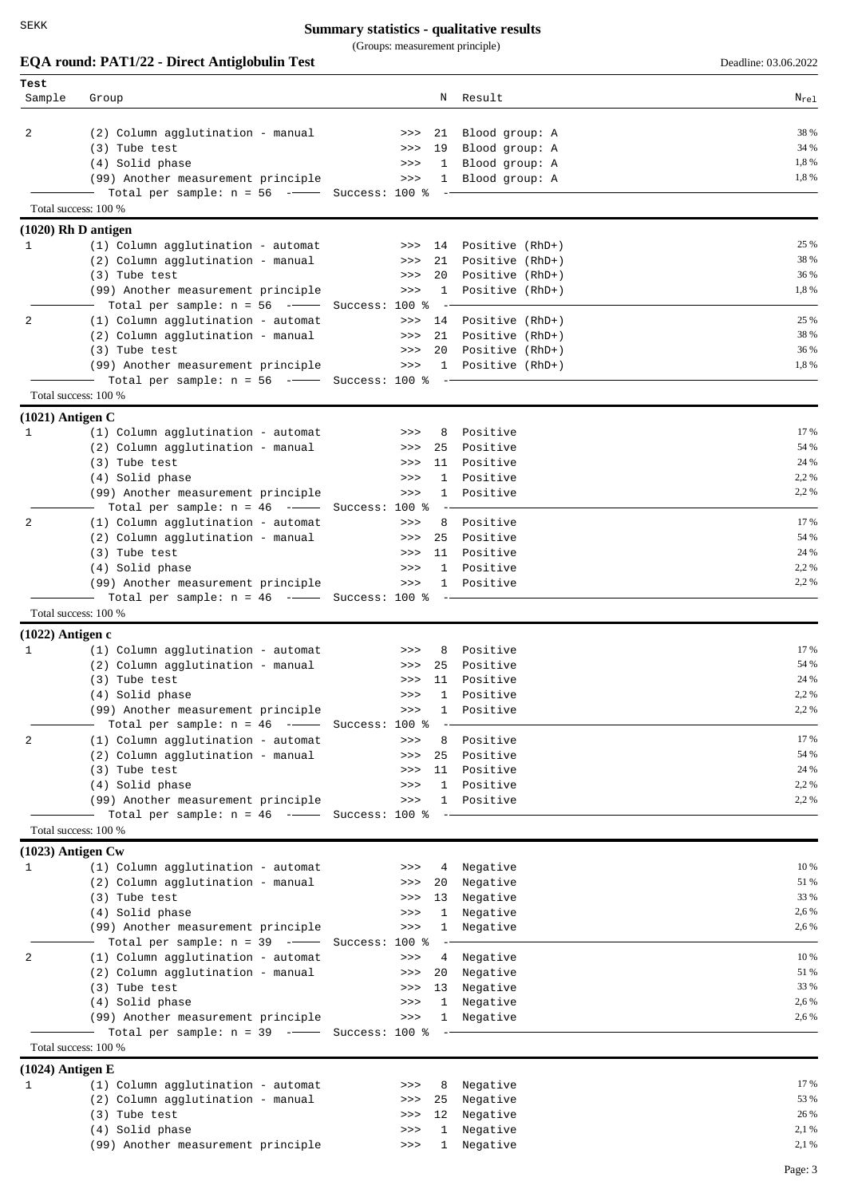# Summary statistics - qualitative results

(Groups: measurement principle)

## EQA round: PAT1/22 - Direct Antiglobulin Test

Deadline: 03.06.2022

| Test Sample | Group | | N | Result | $N_{rel}$ |
|---|---|---|---|---|---|
| 2 | (2) Column agglutination - manual | >>> | 21 | Blood group: A | 38 % |
| | (3) Tube test | >>> | 19 | Blood group: A | 34 % |
| | (4) Solid phase | >>> | 1 | Blood group: A | 1,8 % |
| | (99) Another measurement principle | >>> | 1 | Blood group: A | 1,8 % |
| | Total per sample: n = 56 | Success: 100 % | | | |

Total success: 100 %

### (1020) Rh D antigen

| Test Sample | Group | | N | Result | $N_{rel}$ |
|---|---|---|---|---|---|
| 1 | (1) Column agglutination - automat | >>> | 14 | Positive (RhD+) | 25 % |
| | (2) Column agglutination - manual | >>> | 21 | Positive (RhD+) | 38 % |
| | (3) Tube test | >>> | 20 | Positive (RhD+) | 36 % |
| | (99) Another measurement principle | >>> | 1 | Positive (RhD+) | 1,8 % |
| | Total per sample: n = 56 | Success: 100 % | | | |
| 2 | (1) Column agglutination - automat | >>> | 14 | Positive (RhD+) | 25 % |
| | (2) Column agglutination - manual | >>> | 21 | Positive (RhD+) | 38 % |
| | (3) Tube test | >>> | 20 | Positive (RhD+) | 36 % |
| | (99) Another measurement principle | >>> | 1 | Positive (RhD+) | 1,8 % |
| | Total per sample: n = 56 | Success: 100 % | | | |

Total success: 100 %

### (1021) Antigen C

| Test Sample | Group | | N | Result | $N_{rel}$ |
|---|---|---|---|---|---|
| 1 | (1) Column agglutination - automat | >>> | 8 | Positive | 17 % |
| | (2) Column agglutination - manual | >>> | 25 | Positive | 54 % |
| | (3) Tube test | >>> | 11 | Positive | 24 % |
| | (4) Solid phase | >>> | 1 | Positive | 2,2 % |
| | (99) Another measurement principle | >>> | 1 | Positive | 2,2 % |
| | Total per sample: n = 46 | Success: 100 % | | | |
| 2 | (1) Column agglutination - automat | >>> | 8 | Positive | 17 % |
| | (2) Column agglutination - manual | >>> | 25 | Positive | 54 % |
| | (3) Tube test | >>> | 11 | Positive | 24 % |
| | (4) Solid phase | >>> | 1 | Positive | 2,2 % |
| | (99) Another measurement principle | >>> | 1 | Positive | 2,2 % |
| | Total per sample: n = 46 | Success: 100 % | | | |

Total success: 100 %

### (1022) Antigen c

| Test Sample | Group | | N | Result | $N_{rel}$ |
|---|---|---|---|---|---|
| 1 | (1) Column agglutination - automat | >>> | 8 | Positive | 17 % |
| | (2) Column agglutination - manual | >>> | 25 | Positive | 54 % |
| | (3) Tube test | >>> | 11 | Positive | 24 % |
| | (4) Solid phase | >>> | 1 | Positive | 2,2 % |
| | (99) Another measurement principle | >>> | 1 | Positive | 2,2 % |
| | Total per sample: n = 46 | Success: 100 % | | | |
| 2 | (1) Column agglutination - automat | >>> | 8 | Positive | 17 % |
| | (2) Column agglutination - manual | >>> | 25 | Positive | 54 % |
| | (3) Tube test | >>> | 11 | Positive | 24 % |
| | (4) Solid phase | >>> | 1 | Positive | 2,2 % |
| | (99) Another measurement principle | >>> | 1 | Positive | 2,2 % |
| | Total per sample: n = 46 | Success: 100 % | | | |

Total success: 100 %

### (1023) Antigen Cw

| Test Sample | Group | | N | Result | $N_{rel}$ |
|---|---|---|---|---|---|
| 1 | (1) Column agglutination - automat | >>> | 4 | Negative | 10 % |
| | (2) Column agglutination - manual | >>> | 20 | Negative | 51 % |
| | (3) Tube test | >>> | 13 | Negative | 33 % |
| | (4) Solid phase | >>> | 1 | Negative | 2,6 % |
| | (99) Another measurement principle | >>> | 1 | Negative | 2,6 % |
| | Total per sample: n = 39 | Success: 100 % | | | |
| 2 | (1) Column agglutination - automat | >>> | 4 | Negative | 10 % |
| | (2) Column agglutination - manual | >>> | 20 | Negative | 51 % |
| | (3) Tube test | >>> | 13 | Negative | 33 % |
| | (4) Solid phase | >>> | 1 | Negative | 2,6 % |
| | (99) Another measurement principle | >>> | 1 | Negative | 2,6 % |
| | Total per sample: n = 39 | Success: 100 % | | | |

Total success: 100 %

### (1024) Antigen E

| Test Sample | Group | | N | Result | $N_{rel}$ |
|---|---|---|---|---|---|
| 1 | (1) Column agglutination - automat | >>> | 8 | Negative | 17 % |
| | (2) Column agglutination - manual | >>> | 25 | Negative | 53 % |
| | (3) Tube test | >>> | 12 | Negative | 26 % |
| | (4) Solid phase | >>> | 1 | Negative | 2,1 % |
| | (99) Another measurement principle | >>> | 1 | Negative | 2,1 % |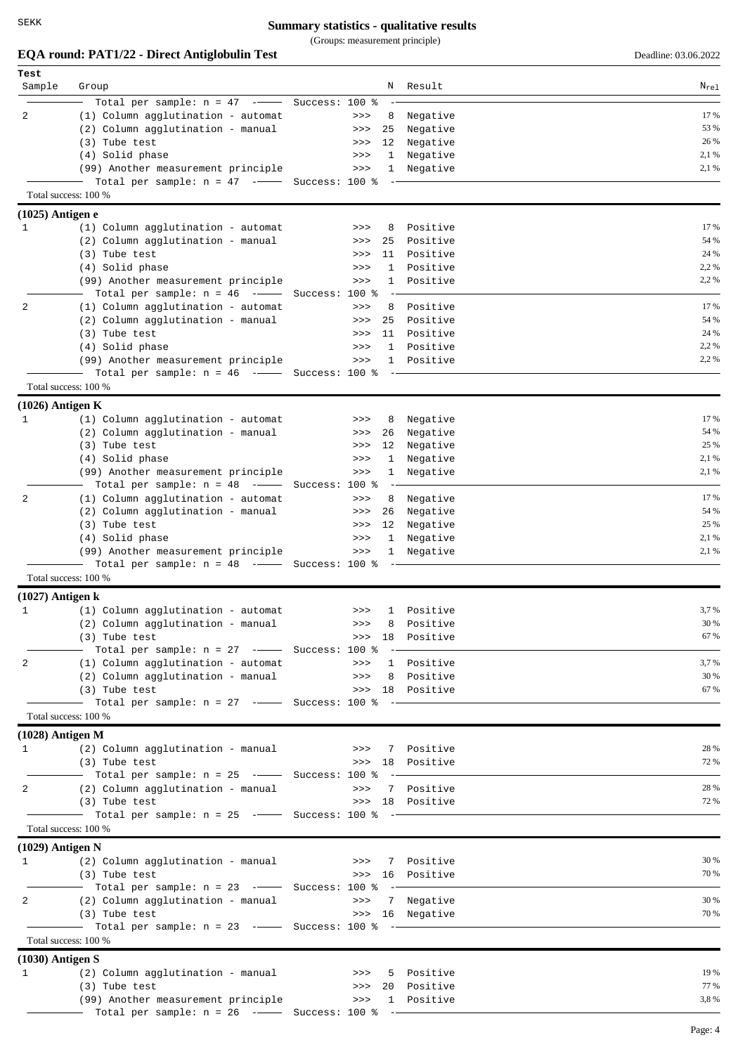# Summary statistics - qualitative results

(Groups: measurement principle)

## EQA round: PAT1/22 - Direct Antiglobulin Test

Deadline: 03.06.2022

| Test Sample | Group | | N | Result | $N_{rel}$ |
|---|---|---|---|---|---|
| | Total per sample: n = 47 — Success: 100 % | | | | |
| 2 | (1) Column agglutination - automat | >>> | 8 | Negative | 17 % |
| | (2) Column agglutination - manual | >>> | 25 | Negative | 53 % |
| | (3) Tube test | >>> | 12 | Negative | 26 % |
| | (4) Solid phase | >>> | 1 | Negative | 2,1 % |
| | (99) Another measurement principle | >>> | 1 | Negative | 2,1 % |
| | Total per sample: n = 47 — Success: 100 % | | | | |
| Total success: 100 % | | | | | |
| **(1025) Antigen e** | | | | | |
| 1 | (1) Column agglutination - automat | >>> | 8 | Positive | 17 % |
| | (2) Column agglutination - manual | >>> | 25 | Positive | 54 % |
| | (3) Tube test | >>> | 11 | Positive | 24 % |
| | (4) Solid phase | >>> | 1 | Positive | 2,2 % |
| | (99) Another measurement principle | >>> | 1 | Positive | 2,2 % |
| | Total per sample: n = 46 — Success: 100 % | | | | |
| 2 | (1) Column agglutination - automat | >>> | 8 | Positive | 17 % |
| | (2) Column agglutination - manual | >>> | 25 | Positive | 54 % |
| | (3) Tube test | >>> | 11 | Positive | 24 % |
| | (4) Solid phase | >>> | 1 | Positive | 2,2 % |
| | (99) Another measurement principle | >>> | 1 | Positive | 2,2 % |
| | Total per sample: n = 46 — Success: 100 % | | | | |
| Total success: 100 % | | | | | |
| **(1026) Antigen K** | | | | | |
| 1 | (1) Column agglutination - automat | >>> | 8 | Negative | 17 % |
| | (2) Column agglutination - manual | >>> | 26 | Negative | 54 % |
| | (3) Tube test | >>> | 12 | Negative | 25 % |
| | (4) Solid phase | >>> | 1 | Negative | 2,1 % |
| | (99) Another measurement principle | >>> | 1 | Negative | 2,1 % |
| | Total per sample: n = 48 — Success: 100 % | | | | |
| 2 | (1) Column agglutination - automat | >>> | 8 | Negative | 17 % |
| | (2) Column agglutination - manual | >>> | 26 | Negative | 54 % |
| | (3) Tube test | >>> | 12 | Negative | 25 % |
| | (4) Solid phase | >>> | 1 | Negative | 2,1 % |
| | (99) Another measurement principle | >>> | 1 | Negative | 2,1 % |
| | Total per sample: n = 48 — Success: 100 % | | | | |
| Total success: 100 % | | | | | |
| **(1027) Antigen k** | | | | | |
| 1 | (1) Column agglutination - automat | >>> | 1 | Positive | 3,7 % |
| | (2) Column agglutination - manual | >>> | 8 | Positive | 30 % |
| | (3) Tube test | >>> | 18 | Positive | 67 % |
| | Total per sample: n = 27 — Success: 100 % | | | | |
| 2 | (1) Column agglutination - automat | >>> | 1 | Positive | 3,7 % |
| | (2) Column agglutination - manual | >>> | 8 | Positive | 30 % |
| | (3) Tube test | >>> | 18 | Positive | 67 % |
| | Total per sample: n = 27 — Success: 100 % | | | | |
| Total success: 100 % | | | | | |
| **(1028) Antigen M** | | | | | |
| 1 | (2) Column agglutination - manual | >>> | 7 | Positive | 28 % |
| | (3) Tube test | >>> | 18 | Positive | 72 % |
| | Total per sample: n = 25 — Success: 100 % | | | | |
| 2 | (2) Column agglutination - manual | >>> | 7 | Positive | 28 % |
| | (3) Tube test | >>> | 18 | Positive | 72 % |
| | Total per sample: n = 25 — Success: 100 % | | | | |
| Total success: 100 % | | | | | |
| **(1029) Antigen N** | | | | | |
| 1 | (2) Column agglutination - manual | >>> | 7 | Positive | 30 % |
| | (3) Tube test | >>> | 16 | Positive | 70 % |
| | Total per sample: n = 23 — Success: 100 % | | | | |
| 2 | (2) Column agglutination - manual | >>> | 7 | Negative | 30 % |
| | (3) Tube test | >>> | 16 | Negative | 70 % |
| | Total per sample: n = 23 — Success: 100 % | | | | |
| Total success: 100 % | | | | | |
| **(1030) Antigen S** | | | | | |
| 1 | (2) Column agglutination - manual | >>> | 5 | Positive | 19 % |
| | (3) Tube test | >>> | 20 | Positive | 77 % |
| | (99) Another measurement principle | >>> | 1 | Positive | 3,8 % |
| | Total per sample: n = 26 — Success: 100 % | | | | |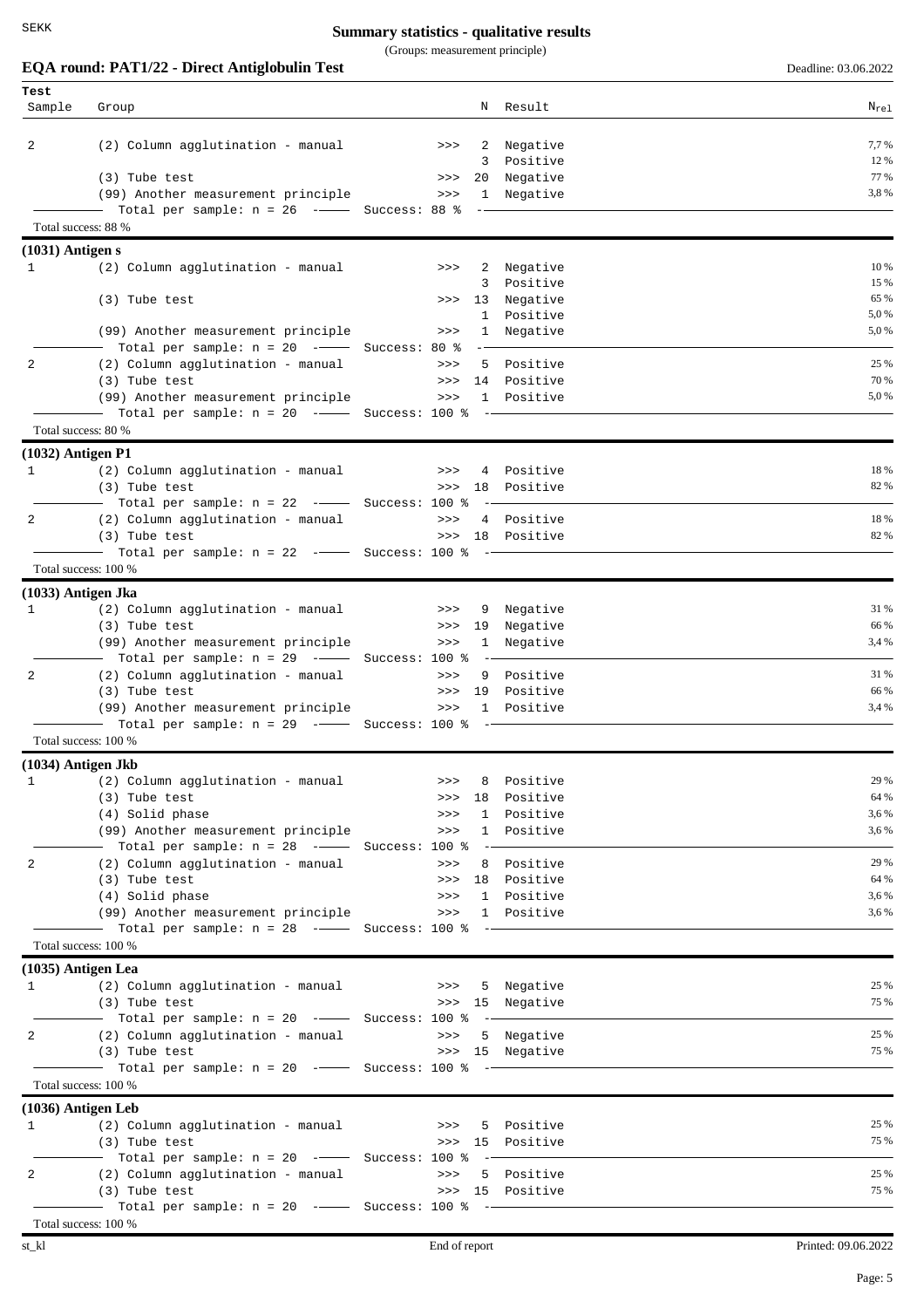# Summary statistics - qualitative results

(Groups: measurement principle)

## EQA round: PAT1/22 - Direct Antiglobulin Test

Deadline: 03.06.2022

| Test Sample | Group | | N | Result | $N_{rel}$ |
|---|---|---|---|---|---|
| 2 | (2) Column agglutination - manual | >>> | 2 | Negative | 7,7 % |
| | | | 3 | Positive | 12 % |
| | (3) Tube test | >>> | 20 | Negative | 77 % |
| | (99) Another measurement principle | >>> | 1 | Negative | 3,8 % |
| | Total per sample: n = 26 — Success: 88 % | | | | |

Total success: 88 %

### (1031) Antigen s

| Sample | Group | | N | Result | $N_{rel}$ |
|---|---|---|---|---|---|
| 1 | (2) Column agglutination - manual | >>> | 2 | Negative | 10 % |
| | | | 3 | Positive | 15 % |
| | (3) Tube test | >>> | 13 | Negative | 65 % |
| | | | 1 | Positive | 5,0 % |
| | (99) Another measurement principle | >>> | 1 | Negative | 5,0 % |
| | Total per sample: n = 20 — Success: 80 % | | | | |
| 2 | (2) Column agglutination - manual | >>> | 5 | Positive | 25 % |
| | (3) Tube test | >>> | 14 | Positive | 70 % |
| | (99) Another measurement principle | >>> | 1 | Positive | 5,0 % |
| | Total per sample: n = 20 — Success: 100 % | | | | |

Total success: 80 %

### (1032) Antigen P1

| Sample | Group | | N | Result | $N_{rel}$ |
|---|---|---|---|---|---|
| 1 | (2) Column agglutination - manual | >>> | 4 | Positive | 18 % |
| | (3) Tube test | >>> | 18 | Positive | 82 % |
| | Total per sample: n = 22 — Success: 100 % | | | | |
| 2 | (2) Column agglutination - manual | >>> | 4 | Positive | 18 % |
| | (3) Tube test | >>> | 18 | Positive | 82 % |
| | Total per sample: n = 22 — Success: 100 % | | | | |

Total success: 100 %

### (1033) Antigen Jka

| Sample | Group | | N | Result | $N_{rel}$ |
|---|---|---|---|---|---|
| 1 | (2) Column agglutination - manual | >>> | 9 | Negative | 31 % |
| | (3) Tube test | >>> | 19 | Negative | 66 % |
| | (99) Another measurement principle | >>> | 1 | Negative | 3,4 % |
| | Total per sample: n = 29 — Success: 100 % | | | | |
| 2 | (2) Column agglutination - manual | >>> | 9 | Positive | 31 % |
| | (3) Tube test | >>> | 19 | Positive | 66 % |
| | (99) Another measurement principle | >>> | 1 | Positive | 3,4 % |
| | Total per sample: n = 29 — Success: 100 % | | | | |

Total success: 100 %

### (1034) Antigen Jkb

| Sample | Group | | N | Result | $N_{rel}$ |
|---|---|---|---|---|---|
| 1 | (2) Column agglutination - manual | >>> | 8 | Positive | 29 % |
| | (3) Tube test | >>> | 18 | Positive | 64 % |
| | (4) Solid phase | >>> | 1 | Positive | 3,6 % |
| | (99) Another measurement principle | >>> | 1 | Positive | 3,6 % |
| | Total per sample: n = 28 — Success: 100 % | | | | |
| 2 | (2) Column agglutination - manual | >>> | 8 | Positive | 29 % |
| | (3) Tube test | >>> | 18 | Positive | 64 % |
| | (4) Solid phase | >>> | 1 | Positive | 3,6 % |
| | (99) Another measurement principle | >>> | 1 | Positive | 3,6 % |
| | Total per sample: n = 28 — Success: 100 % | | | | |

Total success: 100 %

### (1035) Antigen Lea

| Sample | Group | | N | Result | $N_{rel}$ |
|---|---|---|---|---|---|
| 1 | (2) Column agglutination - manual | >>> | 5 | Negative | 25 % |
| | (3) Tube test | >>> | 15 | Negative | 75 % |
| | Total per sample: n = 20 — Success: 100 % | | | | |
| 2 | (2) Column agglutination - manual | >>> | 5 | Negative | 25 % |
| | (3) Tube test | >>> | 15 | Negative | 75 % |
| | Total per sample: n = 20 — Success: 100 % | | | | |

Total success: 100 %

### (1036) Antigen Leb

| Sample | Group | | N | Result | $N_{rel}$ |
|---|---|---|---|---|---|
| 1 | (2) Column agglutination - manual | >>> | 5 | Positive | 25 % |
| | (3) Tube test | >>> | 15 | Positive | 75 % |
| | Total per sample: n = 20 — Success: 100 % | | | | |
| 2 | (2) Column agglutination - manual | >>> | 5 | Positive | 25 % |
| | (3) Tube test | >>> | 15 | Positive | 75 % |
| | Total per sample: n = 20 — Success: 100 % | | | | |

Total success: 100 %

End of report